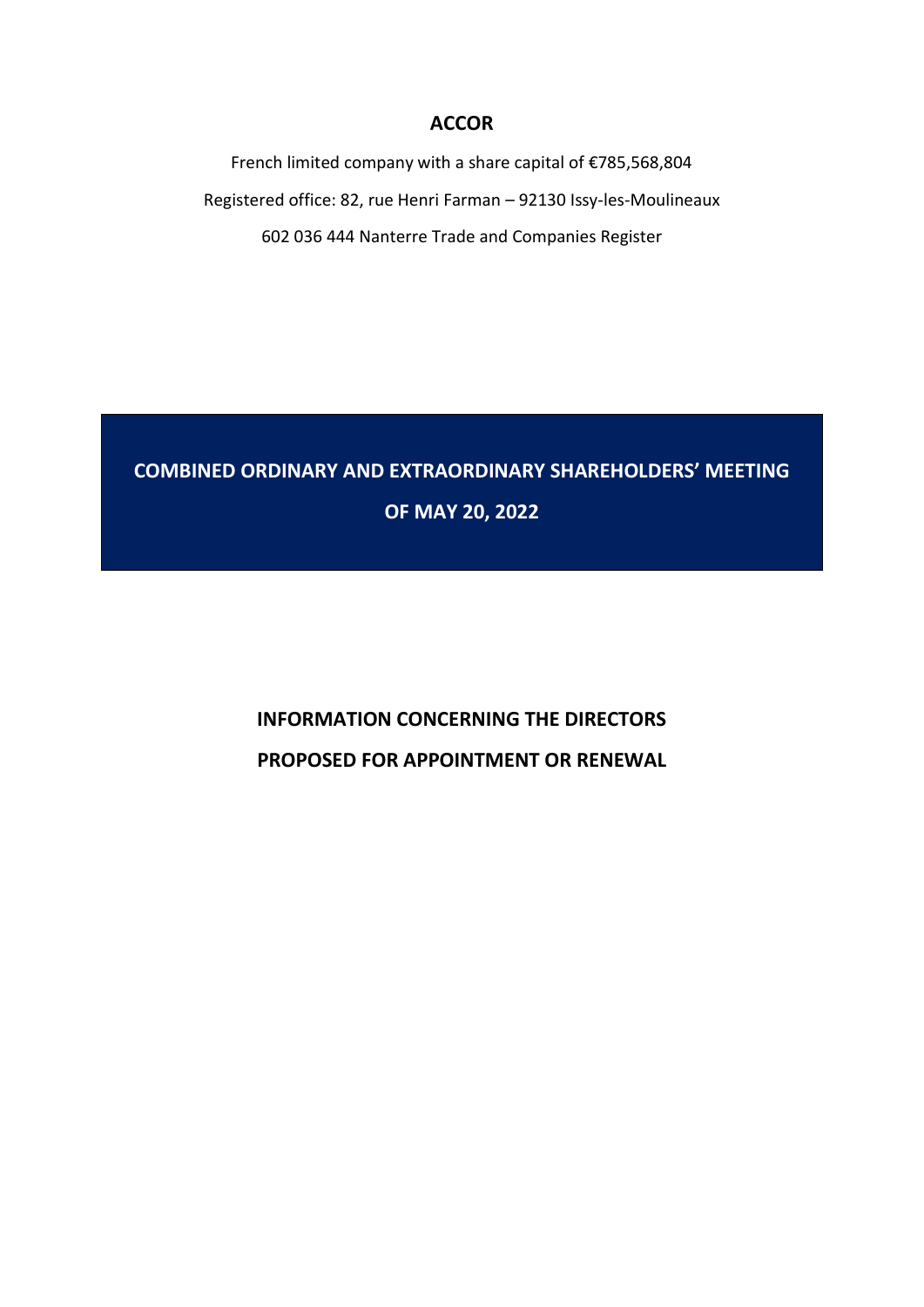# ACCOR

French limited company with a share capital of €785,568,804

Registered office: 82, rue Henri Farman – 92130 Issy-les-Moulineaux

602 036 444 Nanterre Trade and Companies Register

## COMBINED ORDINARY AND EXTRAORDINARY SHAREHOLDERS' MEETING OF MAY 20, 2022

## INFORMATION CONCERNING THE DIRECTORS PROPOSED FOR APPOINTMENT OR RENEWAL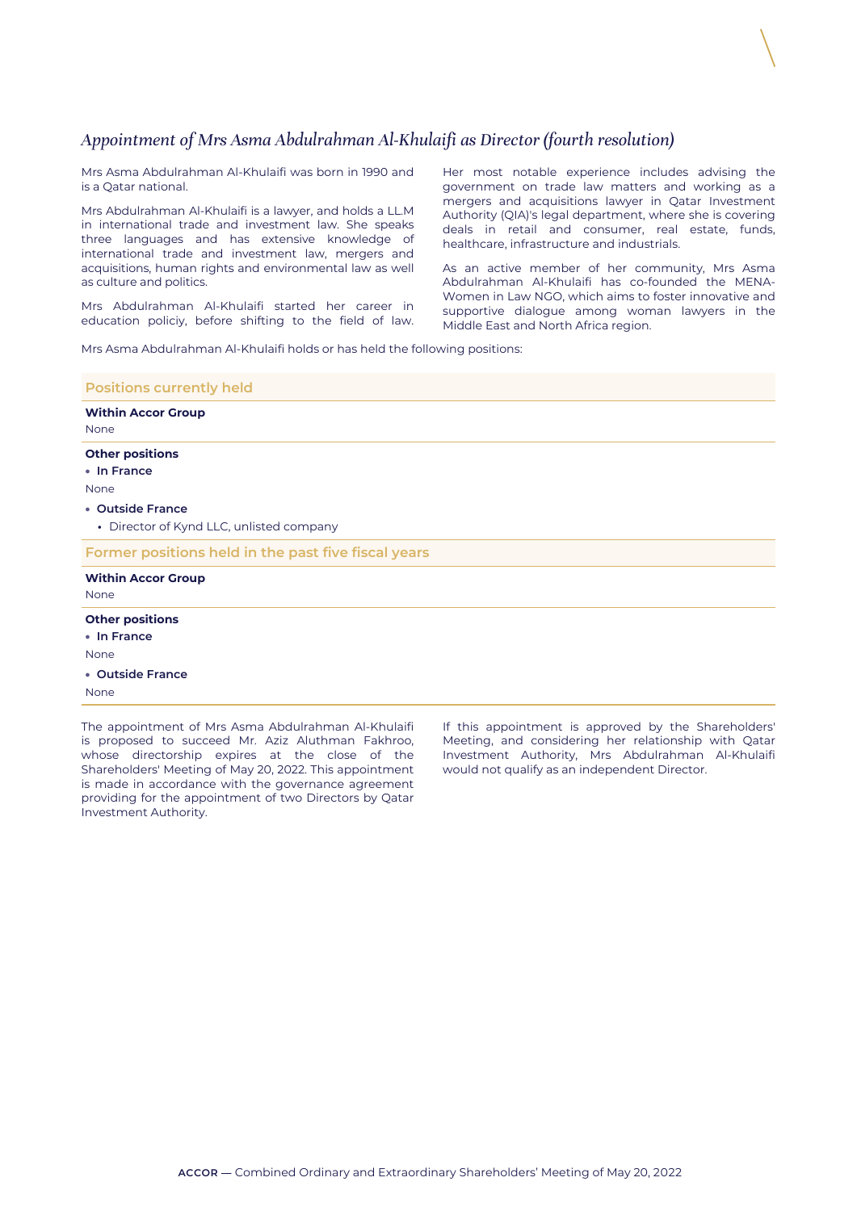## *Appointment of Mrs Asma Abdulrahman Al-Khulaifi as Director (fourth resolution)*

Mrs Asma Abdulrahman Al-Khulaifi was born in 1990 and is a Qatar national.

Mrs Abdulrahman Al-Khulaifi is a lawyer, and holds a LL.M in international trade and investment law. She speaks three languages and has extensive knowledge of international trade and investment law, mergers and acquisitions, human rights and environmental law as well as culture and politics.

Mrs Abdulrahman Al-Khulaifi started her career in education policiy, before shifting to the field of law.

Her most notable experience includes advising the government on trade law matters and working as a mergers and acquisitions lawyer in Qatar Investment Authority (QIA)'s legal department, where she is covering deals in retail and consumer, real estate, funds, healthcare, infrastructure and industrials.

As an active member of her community, Mrs Asma Abdulrahman Al-Khulaifi has co-founded the MENA-Women in Law NGO, which aims to foster innovative and supportive dialogue among woman lawyers in the Middle East and North Africa region.

Mrs Asma Abdulrahman Al-Khulaifi holds or has held the following positions:

### Positions currently held

**Within Accor Group**

None

**Other positions**

- **In France**

None

- **Outside France**
  - Director of Kynd LLC, unlisted company

### Former positions held in the past five fiscal years

**Within Accor Group**

None

**Other positions**

- **In France**

None

- **Outside France**

None

The appointment of Mrs Asma Abdulrahman Al-Khulaifi is proposed to succeed Mr. Aziz Aluthman Fakhroo, whose directorship expires at the close of the Shareholders' Meeting of May 20, 2022. This appointment is made in accordance with the governance agreement providing for the appointment of two Directors by Qatar Investment Authority.

If this appointment is approved by the Shareholders' Meeting, and considering her relationship with Qatar Investment Authority, Mrs Abdulrahman Al-Khulaifi would not qualify as an independent Director.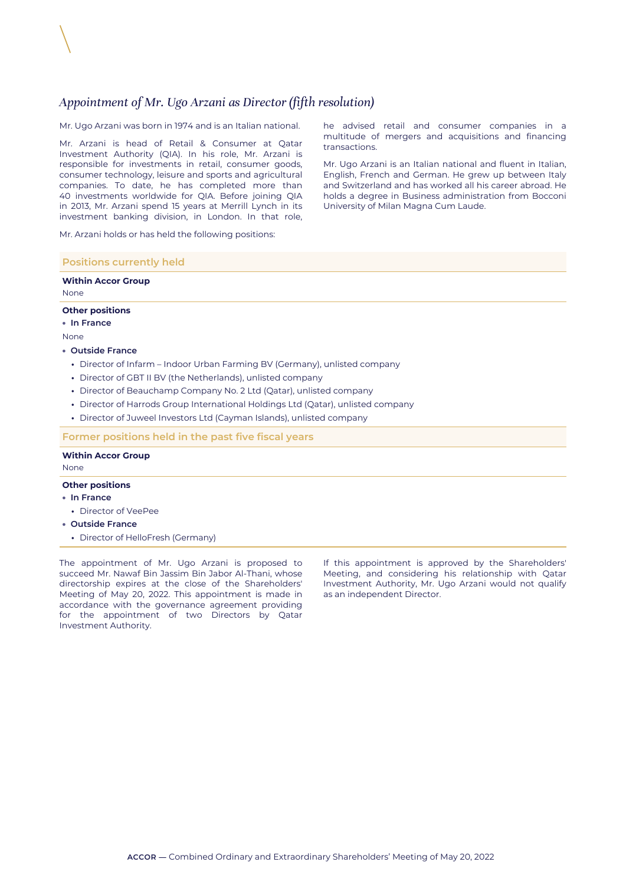## *Appointment of Mr. Ugo Arzani as Director (fifth resolution)*

Mr. Ugo Arzani was born in 1974 and is an Italian national.

Mr. Arzani is head of Retail & Consumer at Qatar Investment Authority (QIA). In his role, Mr. Arzani is responsible for investments in retail, consumer goods, consumer technology, leisure and sports and agricultural companies. To date, he has completed more than 40 investments worldwide for QIA. Before joining QIA in 2013, Mr. Arzani spend 15 years at Merrill Lynch in its investment banking division, in London. In that role, he advised retail and consumer companies in a multitude of mergers and acquisitions and financing transactions.

Mr. Ugo Arzani is an Italian national and fluent in Italian, English, French and German. He grew up between Italy and Switzerland and has worked all his career abroad. He holds a degree in Business administration from Bocconi University of Milan Magna Cum Laude.

Mr. Arzani holds or has held the following positions:

### Positions currently held

**Within Accor Group**

None

**Other positions**

- **In France**

None

- **Outside France**
  - Director of Infarm – Indoor Urban Farming BV (Germany), unlisted company
  - Director of GBT II BV (the Netherlands), unlisted company
  - Director of Beauchamp Company No. 2 Ltd (Qatar), unlisted company
  - Director of Harrods Group International Holdings Ltd (Qatar), unlisted company
  - Director of Juweel Investors Ltd (Cayman Islands), unlisted company

### Former positions held in the past five fiscal years

**Within Accor Group**

None

**Other positions**

- **In France**
  - Director of VeePee
- **Outside France**
  - Director of HelloFresh (Germany)

The appointment of Mr. Ugo Arzani is proposed to succeed Mr. Nawaf Bin Jassim Bin Jabor Al-Thani, whose directorship expires at the close of the Shareholders' Meeting of May 20, 2022. This appointment is made in accordance with the governance agreement providing for the appointment of two Directors by Qatar Investment Authority.

If this appointment is approved by the Shareholders' Meeting, and considering his relationship with Qatar Investment Authority, Mr. Ugo Arzani would not qualify as an independent Director.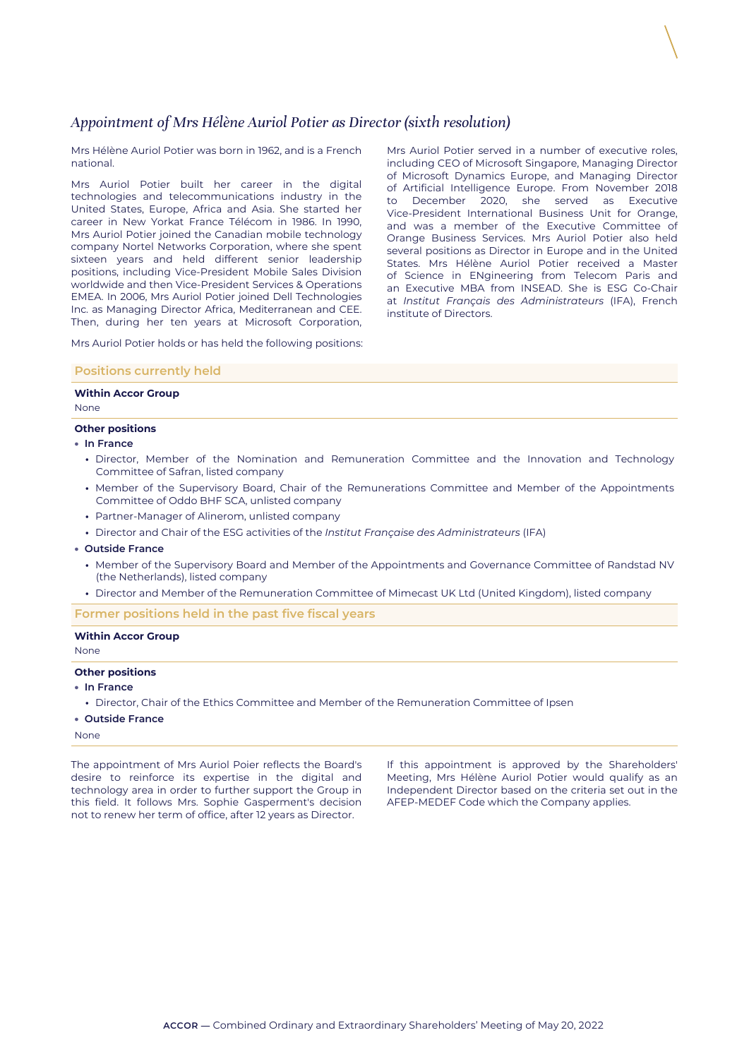## *Appointment of Mrs Hélène Auriol Potier as Director (sixth resolution)*

Mrs Hélène Auriol Potier was born in 1962, and is a French national.

Mrs Auriol Potier built her career in the digital technologies and telecommunications industry in the United States, Europe, Africa and Asia. She started her career in New Yorkat France Télécom in 1986. In 1990, Mrs Auriol Potier joined the Canadian mobile technology company Nortel Networks Corporation, where she spent sixteen years and held different senior leadership positions, including Vice-President Mobile Sales Division worldwide and then Vice-President Services & Operations EMEA. In 2006, Mrs Auriol Potier joined Dell Technologies Inc. as Managing Director Africa, Mediterranean and CEE. Then, during her ten years at Microsoft Corporation, Mrs Auriol Potier served in a number of executive roles, including CEO of Microsoft Singapore, Managing Director of Microsoft Dynamics Europe, and Managing Director of Artificial Intelligence Europe. From November 2018 to December 2020, she served as Executive Vice-President International Business Unit for Orange, and was a member of the Executive Committee of Orange Business Services. Mrs Auriol Potier also held several positions as Director in Europe and in the United States. Mrs Hélène Auriol Potier received a Master of Science in ENgineering from Telecom Paris and an Executive MBA from INSEAD. She is ESG Co-Chair at *Institut Français des Administrateurs* (IFA), French institute of Directors.

Mrs Auriol Potier holds or has held the following positions:

### Positions currently held

**Within Accor Group**

None

**Other positions**

- **In France**
  - Director, Member of the Nomination and Remuneration Committee and the Innovation and Technology Committee of Safran, listed company
  - Member of the Supervisory Board, Chair of the Remunerations Committee and Member of the Appointments Committee of Oddo BHF SCA, unlisted company
  - Partner-Manager of Alinerom, unlisted company
  - Director and Chair of the ESG activities of the *Institut Française des Administrateurs* (IFA)
- **Outside France**
  - Member of the Supervisory Board and Member of the Appointments and Governance Committee of Randstad NV (the Netherlands), listed company
  - Director and Member of the Remuneration Committee of Mimecast UK Ltd (United Kingdom), listed company

### Former positions held in the past five fiscal years

**Within Accor Group**

None

**Other positions**

- **In France**
  - Director, Chair of the Ethics Committee and Member of the Remuneration Committee of Ipsen
- **Outside France**

None

The appointment of Mrs Auriol Poier reflects the Board's desire to reinforce its expertise in the digital and technology area in order to further support the Group in this field. It follows Mrs. Sophie Gasperment's decision not to renew her term of office, after 12 years as Director.

If this appointment is approved by the Shareholders' Meeting, Mrs Hélène Auriol Potier would qualify as an Independent Director based on the criteria set out in the AFEP-MEDEF Code which the Company applies.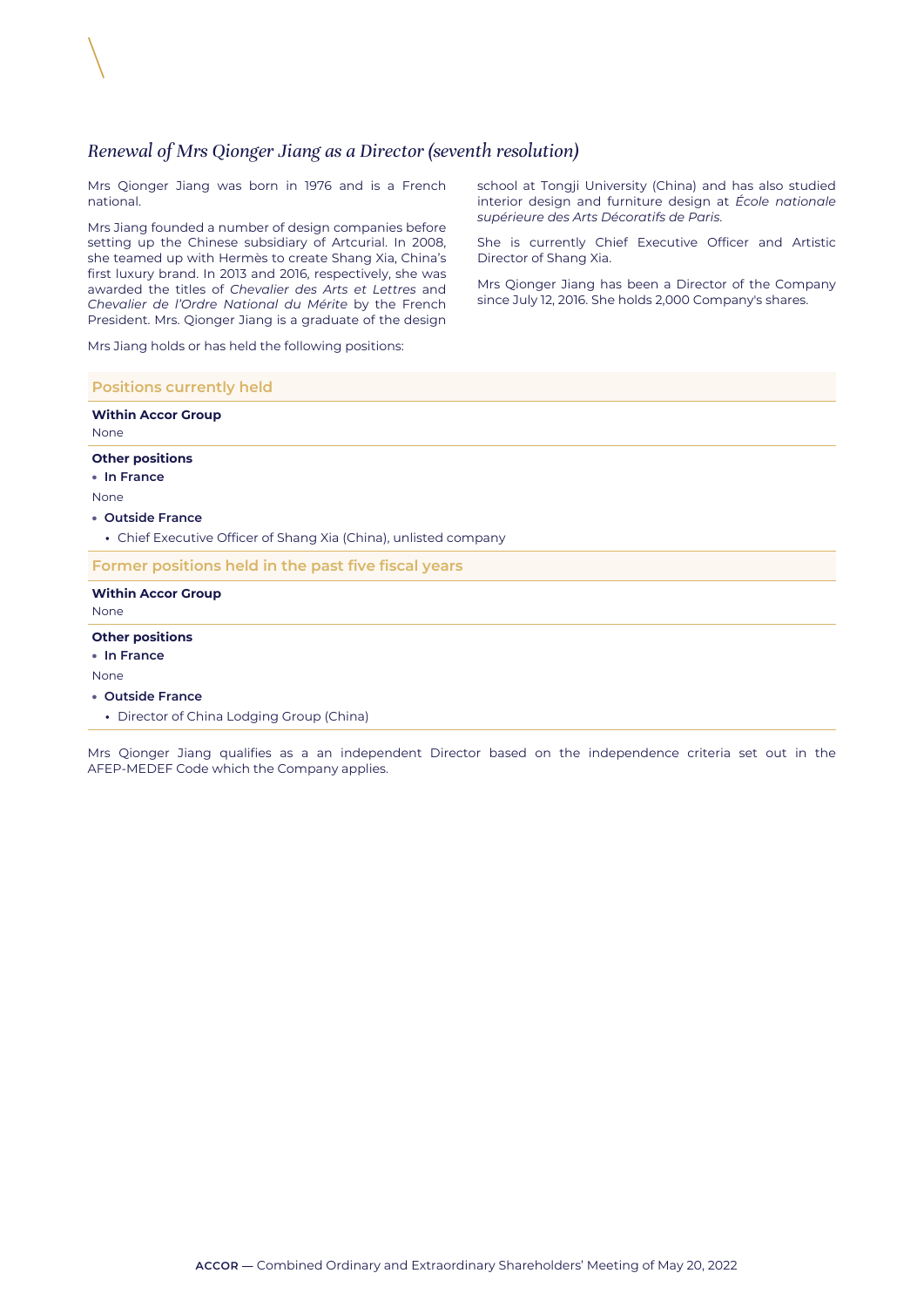## *Renewal of Mrs Qionger Jiang as a Director (seventh resolution)*

Mrs Qionger Jiang was born in 1976 and is a French national.

Mrs Jiang founded a number of design companies before setting up the Chinese subsidiary of Artcurial. In 2008, she teamed up with Hermès to create Shang Xia, China's first luxury brand. In 2013 and 2016, respectively, she was awarded the titles of *Chevalier des Arts et Lettres* and *Chevalier de l'Ordre National du Mérite* by the French President. Mrs. Qionger Jiang is a graduate of the design school at Tongji University (China) and has also studied interior design and furniture design at *École nationale supérieure des Arts Décoratifs de Paris*.

She is currently Chief Executive Officer and Artistic Director of Shang Xia.

Mrs Qionger Jiang has been a Director of the Company since July 12, 2016. She holds 2,000 Company's shares.

Mrs Jiang holds or has held the following positions:

### Positions currently held

**Within Accor Group**

None

**Other positions**

- **In France**

None

- **Outside France**
  - Chief Executive Officer of Shang Xia (China), unlisted company

### Former positions held in the past five fiscal years

**Within Accor Group**

None

**Other positions**

- **In France**

None

- **Outside France**
  - Director of China Lodging Group (China)

Mrs Qionger Jiang qualifies as a an independent Director based on the independence criteria set out in the AFEP-MEDEF Code which the Company applies.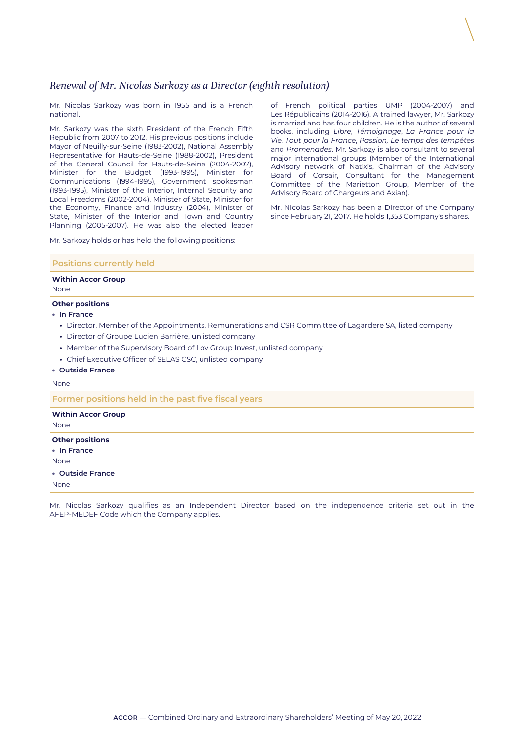## *Renewal of Mr. Nicolas Sarkozy as a Director (eighth resolution)*

Mr. Nicolas Sarkozy was born in 1955 and is a French national.

Mr. Sarkozy was the sixth President of the French Fifth Republic from 2007 to 2012. His previous positions include Mayor of Neuilly-sur-Seine (1983-2002), National Assembly Representative for Hauts-de-Seine (1988-2002), President of the General Council for Hauts-de-Seine (2004-2007), Minister for the Budget (1993-1995), Minister for Communications (1994-1995), Government spokesman (1993-1995), Minister of the Interior, Internal Security and Local Freedoms (2002-2004), Minister of State, Minister for the Economy, Finance and Industry (2004), Minister of State, Minister of the Interior and Town and Country Planning (2005-2007). He was also the elected leader of French political parties UMP (2004-2007) and Les Républicains (2014-2016). A trained lawyer, Mr. Sarkozy is married and has four children. He is the author of several books, including *Libre*, *Témoignage*, *La France pour la Vie*, *Tout pour la France*, *Passion, Le temps des tempêtes* and *Promenades*. Mr. Sarkozy is also consultant to several major international groups (Member of the International Advisory network of Natixis, Chairman of the Advisory Board of Corsair, Consultant for the Management Committee of the Marietton Group, Member of the Advisory Board of Chargeurs and Axian).

Mr. Nicolas Sarkozy has been a Director of the Company since February 21, 2017. He holds 1,353 Company's shares.

Mr. Sarkozy holds or has held the following positions:

### Positions currently held

**Within Accor Group**

None

**Other positions**

- **In France**
  - Director, Member of the Appointments, Remunerations and CSR Committee of Lagardere SA, listed company
  - Director of Groupe Lucien Barrière, unlisted company
  - Member of the Supervisory Board of Lov Group Invest, unlisted company
  - Chief Executive Officer of SELAS CSC, unlisted company
- **Outside France**

None

### Former positions held in the past five fiscal years

**Within Accor Group**

None

**Other positions**

- **In France**

None

- **Outside France**

None

Mr. Nicolas Sarkozy qualifies as an Independent Director based on the independence criteria set out in the AFEP-MEDEF Code which the Company applies.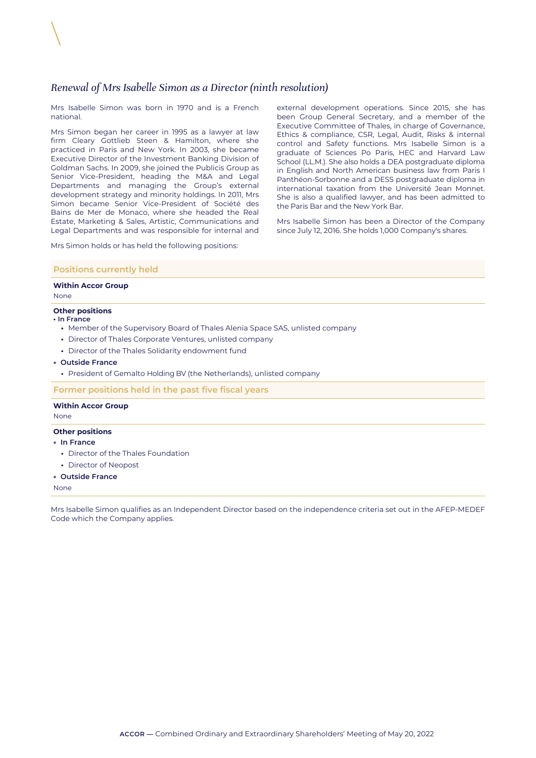## *Renewal of Mrs Isabelle Simon as a Director (ninth resolution)*

Mrs Isabelle Simon was born in 1970 and is a French national.

Mrs Simon began her career in 1995 as a lawyer at law firm Cleary Gottlieb Steen & Hamilton, where she practiced in Paris and New York. In 2003, she became Executive Director of the Investment Banking Division of Goldman Sachs. In 2009, she joined the Publicis Group as Senior Vice-President, heading the M&A and Legal Departments and managing the Group's external development strategy and minority holdings. In 2011, Mrs Simon became Senior Vice-President of Société des Bains de Mer de Monaco, where she headed the Real Estate, Marketing & Sales, Artistic, Communications and Legal Departments and was responsible for internal and external development operations. Since 2015, she has been Group General Secretary, and a member of the Executive Committee of Thales, in charge of Governance, Ethics & compliance, CSR, Legal, Audit, Risks & internal control and Safety functions. Mrs Isabelle Simon is a graduate of Sciences Po Paris, HEC and Harvard Law School (LL.M.). She also holds a DEA postgraduate diploma in English and North American business law from Paris I Panthéon-Sorbonne and a DESS postgraduate diploma in international taxation from the Université Jean Monnet. She is also a qualified lawyer, and has been admitted to the Paris Bar and the New York Bar.

Mrs Isabelle Simon has been a Director of the Company since July 12, 2016. She holds 1,000 Company's shares.

Mrs Simon holds or has held the following positions:

### Positions currently held

**Within Accor Group**

None

**Other positions**

- **In France**
  - Member of the Supervisory Board of Thales Alenia Space SAS, unlisted company
  - Director of Thales Corporate Ventures, unlisted company
  - Director of the Thales Solidarity endowment fund
- **Outside France**
  - President of Gemalto Holding BV (the Netherlands), unlisted company

### Former positions held in the past five fiscal years

**Within Accor Group**

None

**Other positions**

- **In France**
  - Director of the Thales Foundation
  - Director of Neopost
- **Outside France**

None

Mrs Isabelle Simon qualifies as an Independent Director based on the independence criteria set out in the AFEP-MEDEF Code which the Company applies.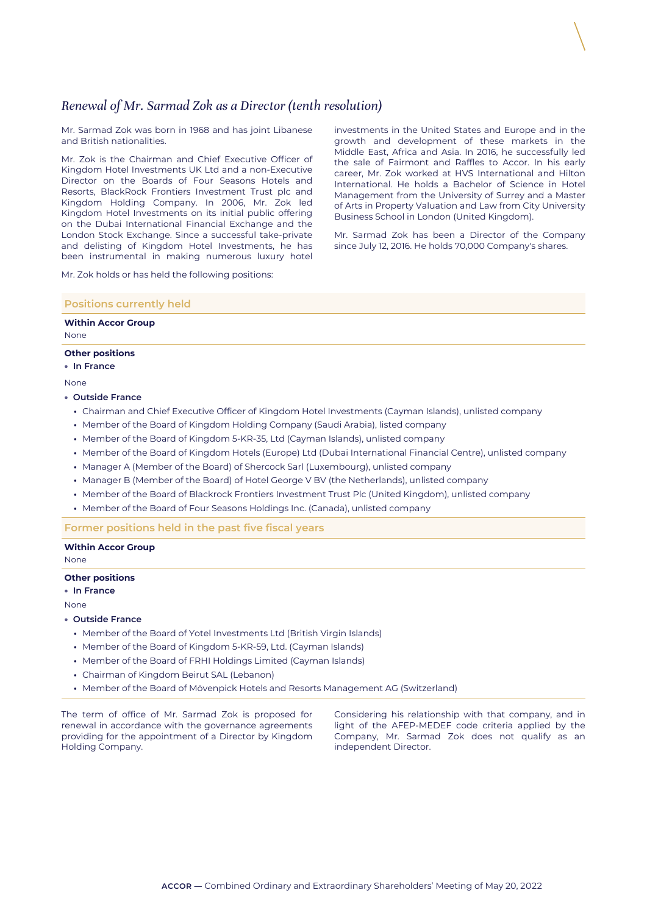## *Renewal of Mr. Sarmad Zok as a Director (tenth resolution)*

Mr. Sarmad Zok was born in 1968 and has joint Libanese and British nationalities.

Mr. Zok is the Chairman and Chief Executive Officer of Kingdom Hotel Investments UK Ltd and a non-Executive Director on the Boards of Four Seasons Hotels and Resorts, BlackRock Frontiers Investment Trust plc and Kingdom Holding Company. In 2006, Mr. Zok led Kingdom Hotel Investments on its initial public offering on the Dubai International Financial Exchange and the London Stock Exchange. Since a successful take-private and delisting of Kingdom Hotel Investments, he has been instrumental in making numerous luxury hotel investments in the United States and Europe and in the growth and development of these markets in the Middle East, Africa and Asia. In 2016, he successfully led the sale of Fairmont and Raffles to Accor. In his early career, Mr. Zok worked at HVS International and Hilton International. He holds a Bachelor of Science in Hotel Management from the University of Surrey and a Master of Arts in Property Valuation and Law from City University Business School in London (United Kingdom).

Mr. Sarmad Zok has been a Director of the Company since July 12, 2016. He holds 70,000 Company's shares.

Mr. Zok holds or has held the following positions:

### Positions currently held

**Within Accor Group**

None

**Other positions**

- **In France**

None

- **Outside France**
  - Chairman and Chief Executive Officer of Kingdom Hotel Investments (Cayman Islands), unlisted company
  - Member of the Board of Kingdom Holding Company (Saudi Arabia), listed company
  - Member of the Board of Kingdom 5-KR-35, Ltd (Cayman Islands), unlisted company
  - Member of the Board of Kingdom Hotels (Europe) Ltd (Dubai International Financial Centre), unlisted company
  - Manager A (Member of the Board) of Shercock Sarl (Luxembourg), unlisted company
  - Manager B (Member of the Board) of Hotel George V BV (the Netherlands), unlisted company
  - Member of the Board of Blackrock Frontiers Investment Trust Plc (United Kingdom), unlisted company
  - Member of the Board of Four Seasons Holdings Inc. (Canada), unlisted company

### Former positions held in the past five fiscal years

**Within Accor Group**

None

**Other positions**

- **In France**

None

- **Outside France**
  - Member of the Board of Yotel Investments Ltd (British Virgin Islands)
  - Member of the Board of Kingdom 5-KR-59, Ltd. (Cayman Islands)
  - Member of the Board of FRHI Holdings Limited (Cayman Islands)
  - Chairman of Kingdom Beirut SAL (Lebanon)
  - Member of the Board of Mövenpick Hotels and Resorts Management AG (Switzerland)

The term of office of Mr. Sarmad Zok is proposed for renewal in accordance with the governance agreements providing for the appointment of a Director by Kingdom Holding Company.

Considering his relationship with that company, and in light of the AFEP-MEDEF code criteria applied by the Company, Mr. Sarmad Zok does not qualify as an independent Director.